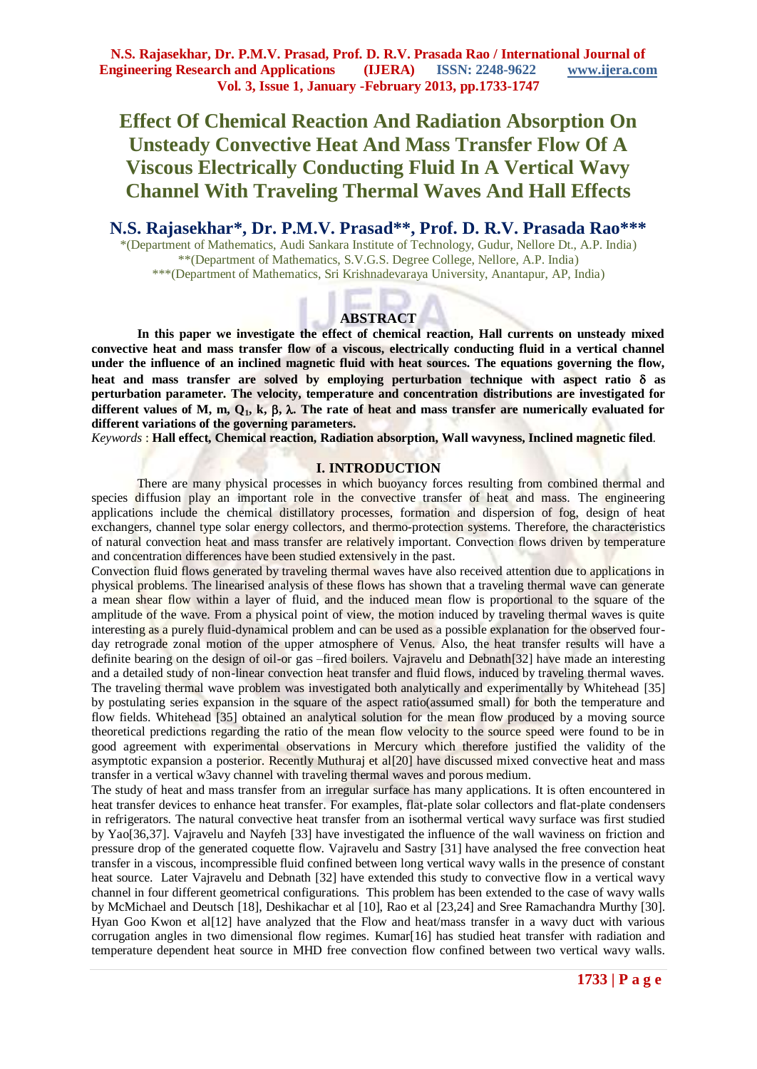# Effect Of Chemical Reaction And Radiation Absorption On Unsteady Convective Heat And Mass Transfer Flow Of A Viscous Electrically Conducting Fluid In A Vertical Wavy Channel With Traveling Thermal Waves And Hall Effects

## N.S. Rajasekhar*, Dr. P.M.V. Prasad**, Prof. D. R.V. Prasada Rao***

*(Department of Mathematics, Audi Sankara Institute of Technology, Gudur, Nellore Dt., A.P. India)
**(Department of Mathematics, S.V.G.S. Degree College, Nellore, A.P. India)
***(Department of Mathematics, Sri Krishnadevaraya University, Anantapur, AP, India)

### ABSTRACT

**In this paper we investigate the effect of chemical reaction, Hall currents on unsteady mixed convective heat and mass transfer flow of a viscous, electrically conducting fluid in a vertical channel under the influence of an inclined magnetic fluid with heat sources. The equations governing the flow, heat and mass transfer are solved by employing perturbation technique with aspect ratio $\delta$ as perturbation parameter. The velocity, temperature and concentration distributions are investigated for different values of M, m, $Q_1$, k, $\beta$, $\lambda$. The rate of heat and mass transfer are numerically evaluated for different variations of the governing parameters.**

*Keywords* : **Hall effect, Chemical reaction, Radiation absorption, Wall wavyness, Inclined magnetic filed**.

### I. INTRODUCTION

There are many physical processes in which buoyancy forces resulting from combined thermal and species diffusion play an important role in the convective transfer of heat and mass. The engineering applications include the chemical distillatory processes, formation and dispersion of fog, design of heat exchangers, channel type solar energy collectors, and thermo-protection systems. Therefore, the characteristics of natural convection heat and mass transfer are relatively important. Convection flows driven by temperature and concentration differences have been studied extensively in the past.

Convection fluid flows generated by traveling thermal waves have also received attention due to applications in physical problems. The linearised analysis of these flows has shown that a traveling thermal wave can generate a mean shear flow within a layer of fluid, and the induced mean flow is proportional to the square of the amplitude of the wave. From a physical point of view, the motion induced by traveling thermal waves is quite interesting as a purely fluid-dynamical problem and can be used as a possible explanation for the observed four-day retrograde zonal motion of the upper atmosphere of Venus. Also, the heat transfer results will have a definite bearing on the design of oil-or gas –fired boilers. Vajravelu and Debnath[32] have made an interesting and a detailed study of non-linear convection heat transfer and fluid flows, induced by traveling thermal waves. The traveling thermal wave problem was investigated both analytically and experimentally by Whitehead [35] by postulating series expansion in the square of the aspect ratio(assumed small) for both the temperature and flow fields. Whitehead [35] obtained an analytical solution for the mean flow produced by a moving source theoretical predictions regarding the ratio of the mean flow velocity to the source speed were found to be in good agreement with experimental observations in Mercury which therefore justified the validity of the asymptotic expansion a posterior. Recently Muthuraj et al[20] have discussed mixed convective heat and mass transfer in a vertical w3avy channel with traveling thermal waves and porous medium.

The study of heat and mass transfer from an irregular surface has many applications. It is often encountered in heat transfer devices to enhance heat transfer. For examples, flat-plate solar collectors and flat-plate condensers in refrigerators. The natural convective heat transfer from an isothermal vertical wavy surface was first studied by Yao[36,37]. Vajravelu and Nayfeh [33] have investigated the influence of the wall waviness on friction and pressure drop of the generated coquette flow. Vajravelu and Sastry [31] have analysed the free convection heat transfer in a viscous, incompressible fluid confined between long vertical wavy walls in the presence of constant heat source. Later Vajravelu and Debnath [32] have extended this study to convective flow in a vertical wavy channel in four different geometrical configurations. This problem has been extended to the case of wavy walls by McMichael and Deutsch [18], Deshikachar et al [10], Rao et al [23,24] and Sree Ramachandra Murthy [30]. Hyan Goo Kwon et al[12] have analyzed that the Flow and heat/mass transfer in a wavy duct with various corrugation angles in two dimensional flow regimes. Kumar[16] has studied heat transfer with radiation and temperature dependent heat source in MHD free convection flow confined between two vertical wavy walls.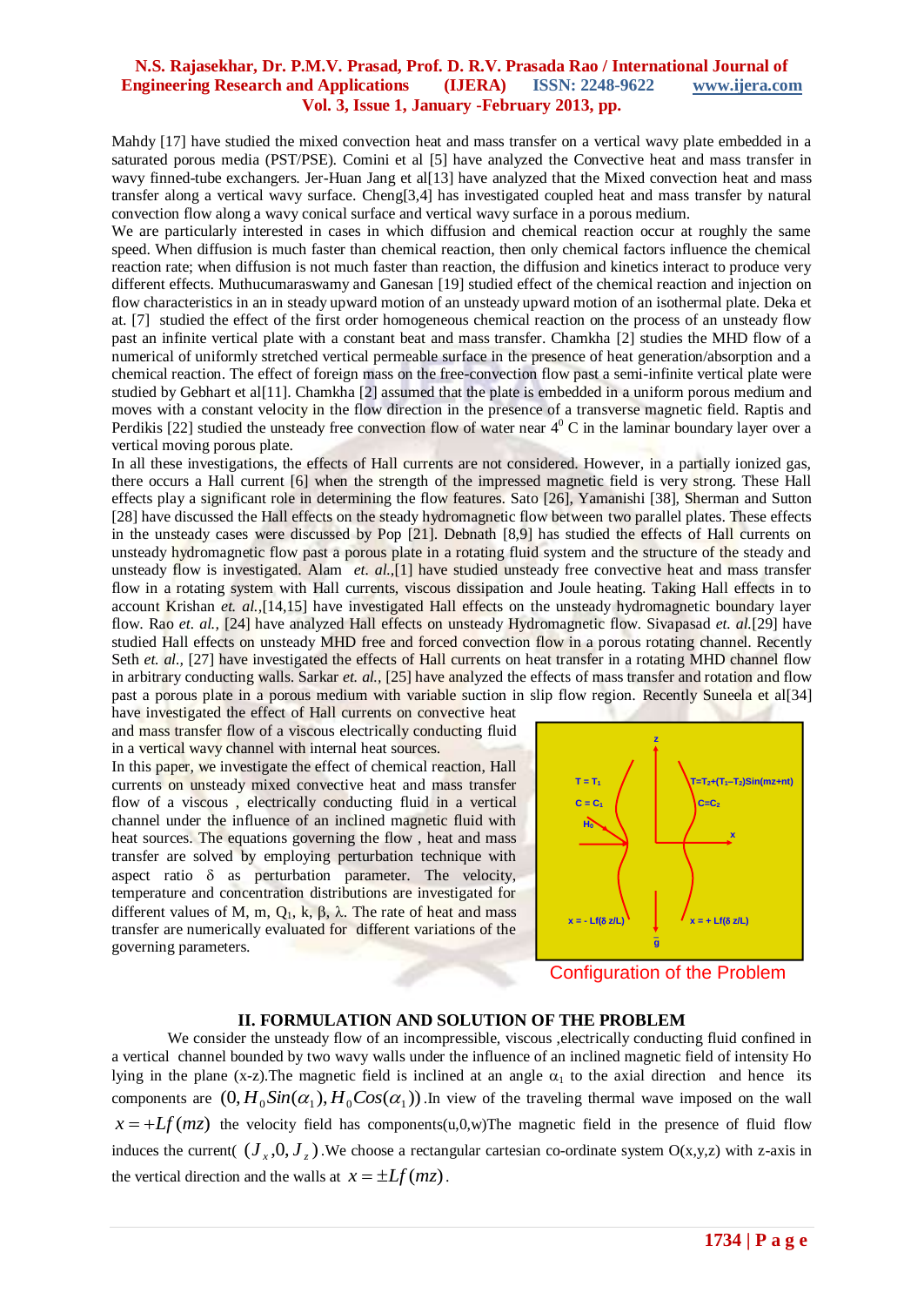Mahdy [17] have studied the mixed convection heat and mass transfer on a vertical wavy plate embedded in a saturated porous media (PST/PSE). Comini et al [5] have analyzed the Convective heat and mass transfer in wavy finned-tube exchangers. Jer-Huan Jang et al[13] have analyzed that the Mixed convection heat and mass transfer along a vertical wavy surface. Cheng[3,4] has investigated coupled heat and mass transfer by natural convection flow along a wavy conical surface and vertical wavy surface in a porous medium.

We are particularly interested in cases in which diffusion and chemical reaction occur at roughly the same speed. When diffusion is much faster than chemical reaction, then only chemical factors influence the chemical reaction rate; when diffusion is not much faster than reaction, the diffusion and kinetics interact to produce very different effects. Muthucumaraswamy and Ganesan [19] studied effect of the chemical reaction and injection on flow characteristics in an in steady upward motion of an unsteady upward motion of an isothermal plate. Deka et at. [7] studied the effect of the first order homogeneous chemical reaction on the process of an unsteady flow past an infinite vertical plate with a constant beat and mass transfer. Chamkha [2] studies the MHD flow of a numerical of uniformly stretched vertical permeable surface in the presence of heat generation/absorption and a chemical reaction. The effect of foreign mass on the free-convection flow past a semi-infinite vertical plate were studied by Gebhart et al[11]. Chamkha [2] assumed that the plate is embedded in a uniform porous medium and moves with a constant velocity in the flow direction in the presence of a transverse magnetic field. Raptis and Perdikis [22] studied the unsteady free convection flow of water near $4^0$ C in the laminar boundary layer over a vertical moving porous plate.

In all these investigations, the effects of Hall currents are not considered. However, in a partially ionized gas, there occurs a Hall current [6] when the strength of the impressed magnetic field is very strong. These Hall effects play a significant role in determining the flow features. Sato [26], Yamanishi [38], Sherman and Sutton [28] have discussed the Hall effects on the unsteady hydromagnetic flow between two parallel plates. These effects in the unsteady cases were discussed by Pop [21]. Debnath [8,9] has studied the effects of Hall currents on unsteady hydromagnetic flow past a porous plate in a rotating fluid system and the structure of the steady and unsteady flow is investigated. Alam *et. al.*,[1] have studied unsteady free convective heat and mass transfer flow in a rotating system with Hall currents, viscous dissipation and Joule heating. Taking Hall effects in to account Krishan *et. al.*,[14,15] have investigated Hall effects on the unsteady hydromagnetic boundary layer flow. Rao *et. al.,* [24] have analyzed Hall effects on unsteady Hydromagnetic flow. Sivapasad *et. al.*[29] have studied Hall effects on unsteady MHD free and forced convection flow in a porous rotating channel. Recently Seth *et. al.,* [27] have investigated the effects of Hall currents on heat transfer in a rotating MHD channel flow in arbitrary conducting walls. Sarkar *et. al.,* [25] have analyzed the effects of mass transfer and rotation and flow past a porous plate in a porous medium with variable suction in slip flow region. Recently Suneela et al[34] have investigated the effect of Hall currents on convective heat and mass transfer flow of a viscous electrically conducting fluid in a vertical wavy channel with internal heat sources.

In this paper, we investigate the effect of chemical reaction, Hall currents on unsteady mixed convective heat and mass transfer flow of a viscous , electrically conducting fluid in a vertical channel under the influence of an inclined magnetic fluid with heat sources. The equations governing the flow , heat and mass transfer are solved by employing perturbation technique with aspect ratio $\delta$ as perturbation parameter. The velocity, temperature and concentration distributions are investigated for different values of M, m, $Q_1$, k, $\beta$, $\lambda$. The rate of heat and mass transfer are numerically evaluated for different variations of the governing parameters.

z

T = $T_1$

C = $C_1$

$H_0$

T=$T_2$+($T_1$–$T_2$)Sin(mz+nt)

C=$C_2$

x

x = - Lf(δ z/L)

x = + Lf(δ z/L)

g

Configuration of the Problem

## II. FORMULATION AND SOLUTION OF THE PROBLEM

We consider the unsteady flow of an incompressible, viscous ,electrically conducting fluid confined in a vertical channel bounded by two wavy walls under the influence of an inclined magnetic field of intensity Ho lying in the plane (x-z).The magnetic field is inclined at an angle $\alpha_1$ to the axial direction and hence its components are $(0, H_0 Sin(\alpha_1), H_0 Cos(\alpha_1))$.In view of the traveling thermal wave imposed on the wall $x = +Lf(mz)$ the velocity field has components(u,0,w)The magnetic field in the presence of fluid flow induces the current( $(J_x, 0, J_z)$.We choose a rectangular cartesian co-ordinate system O(x,y,z) with z-axis in the vertical direction and the walls at $x = \pm Lf(mz)$.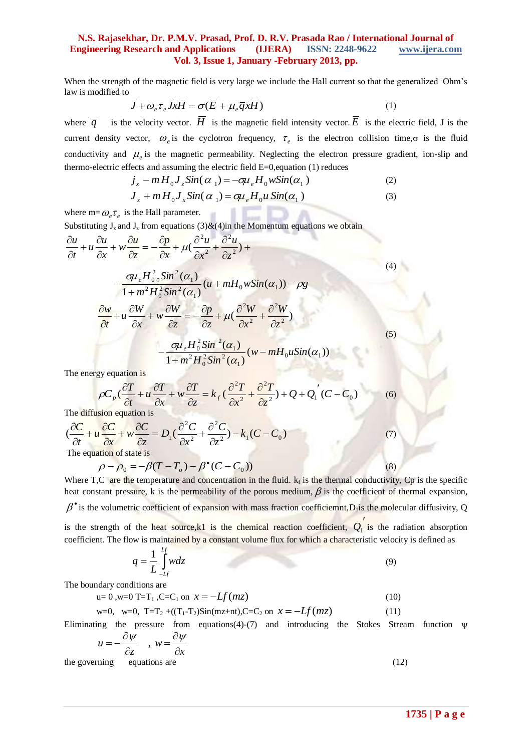When the strength of the magnetic field is very large we include the Hall current so that the generalized Ohm's law is modified to

$$\bar{J} + \omega_e \tau_e \bar{J} x \bar{H} = \sigma(\bar{E} + \mu_e \bar{q} x \bar{H}) \tag{1}$$

where $\bar{q}$ is the velocity vector. $\bar{H}$ is the magnetic field intensity vector. $\bar{E}$ is the electric field, J is the current density vector, $\omega_e$ is the cyclotron frequency, $\tau_e$ is the electron collision time,σ is the fluid conductivity and $\mu_e$ is the magnetic permeability. Neglecting the electron pressure gradient, ion-slip and thermo-electric effects and assuming the electric field E=0,equation (1) reduces

$$j_x - mH_0 J_z Sin(\alpha_1) = -\sigma\mu_e H_0 w Sin(\alpha_1) \tag{2}$$

$$J_z + mH_0 J_x Sin(\alpha_1) = \sigma\mu_e H_0 u\, Sin(\alpha_1) \tag{3}$$

where m= $\omega_e \tau_e$ is the Hall parameter.

Substituting $J_x$ and $J_z$ from equations (3)&(4)in the Momentum equations we obtain

$$\frac{\partial u}{\partial t} + u\frac{\partial u}{\partial x} + w\frac{\partial u}{\partial z} = -\frac{\partial p}{\partial x} + \mu\left(\frac{\partial^2 u}{\partial x^2} + \frac{\partial^2 u}{\partial z^2}\right) + \\ -\frac{\sigma\mu_e H_{0\,0}^2 Sin^2(\alpha_1)}{1 + m^2 H_0^2 Sin^2(\alpha_1)}(u + mH_0 w Sin(\alpha_1)) - \rho g \tag{4}$$

$$\frac{\partial w}{\partial t} + u\frac{\partial W}{\partial x} + w\frac{\partial W}{\partial z} = -\frac{\partial p}{\partial z} + \mu\left(\frac{\partial^2 W}{\partial x^2} + \frac{\partial^2 W}{\partial z^2}\right) \\ -\frac{\sigma\mu_e H_0^2 Sin^2(\alpha_1)}{1 + m^2 H_0^2 Sin^2(\alpha_1)}(w - mH_0 u Sin(\alpha_1)) \tag{5}$$

The energy equation is

$$\rho C_p\left(\frac{\partial T}{\partial t} + u\frac{\partial T}{\partial x} + w\frac{\partial T}{\partial z}\right) = k_f\left(\frac{\partial^2 T}{\partial x^2} + \frac{\partial^2 T}{\partial z^2}\right) + Q + Q_1'(C - C_0) \tag{6}$$

The diffusion equation is

$$\left(\frac{\partial C}{\partial t} + u\frac{\partial C}{\partial x} + w\frac{\partial C}{\partial z}\right) = D_1\left(\frac{\partial^2 C}{\partial x^2} + \frac{\partial^2 C}{\partial z^2}\right) - k_1(C - C_0) \tag{7}$$

The equation of state is

$$\rho - \rho_0 = -\beta(T - T_o) - \beta^{\bullet}(C - C_0)) \tag{8}$$

Where T,C are the temperature and concentration in the fluid. $k_f$ is the thermal conductivity, Cp is the specific heat constant pressure, k is the permeability of the porous medium, $\beta$ is the coefficient of thermal expansion, $\beta^{\bullet}$ is the volumetric coefficient of expansion with mass fraction coefficiemnt,$D_1$is the molecular diffusivity, Q is the strength of the heat source,k1 is the chemical reaction coefficient, $Q_1'$ is the radiation absorption coefficient. The flow is maintained by a constant volume flux for which a characteristic velocity is defined as

$$q = \frac{1}{L}\int_{-Lf}^{Lf} w\,dz \tag{9}$$

The boundary conditions are

$$u = 0, w = 0\ T = T_1, C = C_1 \text{ on } x = -Lf(mz) \tag{10}$$

$$w = 0,\ w = 0,\ T = T_2 + ((T_1 - T_2)Sin(mz + nt), C = C_2 \text{ on } x = -Lf(mz) \tag{11}$$

Eliminating the pressure from equations(4)-(7) and introducing the Stokes Stream function ψ

$$u = -\frac{\partial \psi}{\partial z} \quad , \; w = \frac{\partial \psi}{\partial x}$$

the governing equations are (12)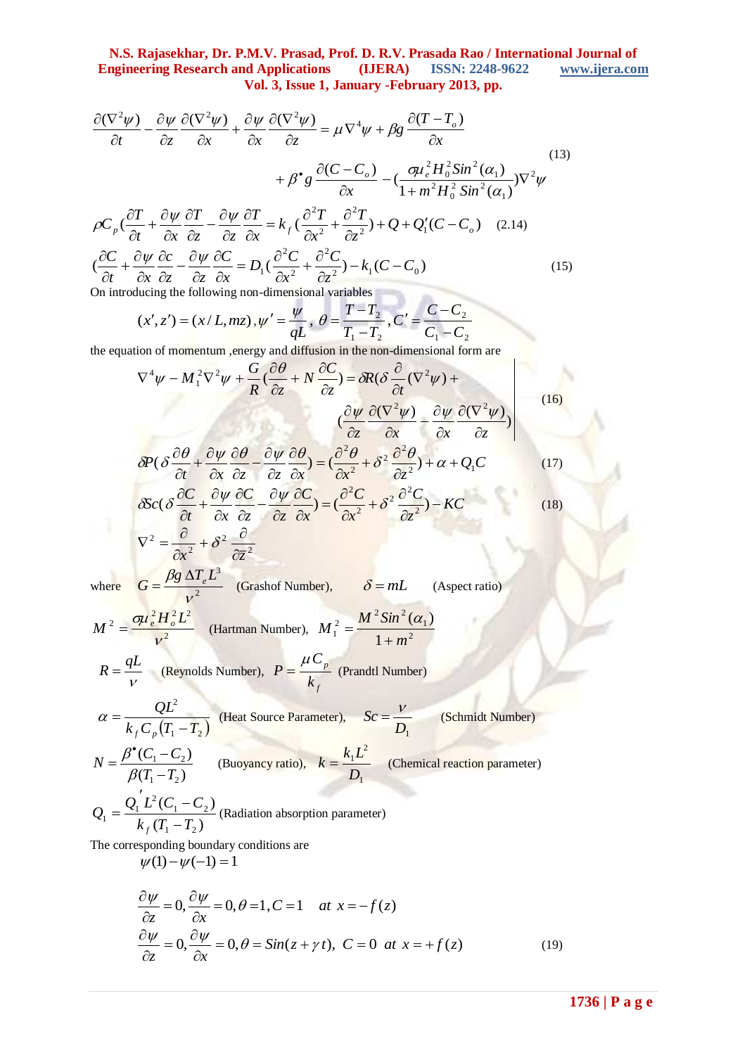$$\frac{\partial(\nabla^2\psi)}{\partial t} - \frac{\partial\psi}{\partial z}\frac{\partial(\nabla^2\psi)}{\partial x} + \frac{\partial\psi}{\partial x}\frac{\partial(\nabla^2\psi)}{\partial z} = \mu\nabla^4\psi + \beta g\frac{\partial(T-T_o)}{\partial x}$$

$$+\beta^{\bullet} g\frac{\partial(C-C_o)}{\partial x} - \left(\frac{\sigma\mu_e^2 H_0^2 Sin^2(\alpha_1)}{1+m^2 H_0^2\, Sin^2(\alpha_1)}\right)\nabla^2\psi \qquad (13)$$

$$\rho C_p\left(\frac{\partial T}{\partial t} + \frac{\partial\psi}{\partial x}\frac{\partial T}{\partial z} - \frac{\partial\psi}{\partial z}\frac{\partial T}{\partial x}\right) = k_f\left(\frac{\partial^2 T}{\partial x^2} + \frac{\partial^2 T}{\partial z^2}\right) + Q + Q_1'(C-C_o) \qquad (2.14)$$

$$\left(\frac{\partial C}{\partial t} + \frac{\partial\psi}{\partial x}\frac{\partial c}{\partial z} - \frac{\partial\psi}{\partial z}\frac{\partial C}{\partial x}\right) = D_1\left(\frac{\partial^2 C}{\partial x^2} + \frac{\partial^2 C}{\partial z^2}\right) - k_1(C-C_0) \qquad (15)$$

On introducing the following non-dimensional variables

$$(x', z') = (x/L, mz), \psi' = \frac{\psi}{qL},\ \theta = \frac{T-T_2}{T_1-T_2}, C' = \frac{C-C_2}{C_1-C_2}$$

the equation of momentum ,energy and diffusion in the non-dimensional form are

$$\nabla^4\psi - M_1^2\nabla^2\psi + \frac{G}{R}\left(\frac{\partial\theta}{\partial z} + N\frac{\partial C}{\partial z}\right) = \delta R\left(\delta\frac{\partial}{\partial t}(\nabla^2\psi) + \left(\frac{\partial\psi}{\partial z}\frac{\partial(\nabla^2\psi)}{\partial x} - \frac{\partial\psi}{\partial x}\frac{\partial(\nabla^2\psi)}{\partial z}\right)\right) \qquad (16)$$

$$\delta P\left(\delta\frac{\partial\theta}{\partial t} + \frac{\partial\psi}{\partial x}\frac{\partial\theta}{\partial z} - \frac{\partial\psi}{\partial z}\frac{\partial\theta}{\partial x}\right) = \left(\frac{\partial^2\theta}{\partial x^2} + \delta^2\frac{\partial^2\theta}{\partial z^2}\right) + \alpha + Q_1 C \qquad (17)$$

$$\delta Sc\left(\delta\frac{\partial C}{\partial t} + \frac{\partial\psi}{\partial x}\frac{\partial C}{\partial z} - \frac{\partial\psi}{\partial z}\frac{\partial C}{\partial x}\right) = \left(\frac{\partial^2 C}{\partial x^2} + \delta^2\frac{\partial^2 C}{\partial z^2}\right) - KC \qquad (18)$$

$$\nabla^2 = \frac{\partial}{\partial x^2} + \delta^2\frac{\partial}{\partial z^2}$$

where $G = \dfrac{\beta g\,\Delta T_e L^3}{\nu^2}$ (Grashof Number), $\delta = mL$ (Aspect ratio)

$M^2 = \dfrac{\sigma\mu_e^2 H_o^2 L^2}{\nu^2}$ (Hartman Number), $M_1^2 = \dfrac{M^2 Sin^2(\alpha_1)}{1+m^2}$

$R = \dfrac{qL}{\nu}$ (Reynolds Number), $P = \dfrac{\mu C_p}{k_f}$ (Prandtl Number)

$\alpha = \dfrac{QL^2}{k_f C_p(T_1-T_2)}$ (Heat Source Parameter), $Sc = \dfrac{\nu}{D_1}$ (Schmidt Number)

$N = \dfrac{\beta^{\bullet}(C_1-C_2)}{\beta(T_1-T_2)}$ (Buoyancy ratio), $k = \dfrac{k_1 L^2}{D_1}$ (Chemical reaction parameter)

$Q_1 = \dfrac{Q_1' L^2(C_1-C_2)}{k_f(T_1-T_2)}$ (Radiation absorption parameter)

The corresponding boundary conditions are

$$\psi(1) - \psi(-1) = 1$$

$$\frac{\partial\psi}{\partial z} = 0, \frac{\partial\psi}{\partial x} = 0, \theta = 1, C = 1 \quad at\ x = -f(z)$$

$$\frac{\partial\psi}{\partial z} = 0, \frac{\partial\psi}{\partial x} = 0, \theta = Sin(z+\gamma t),\ C = 0 \ \ at\ x = +f(z) \qquad (19)$$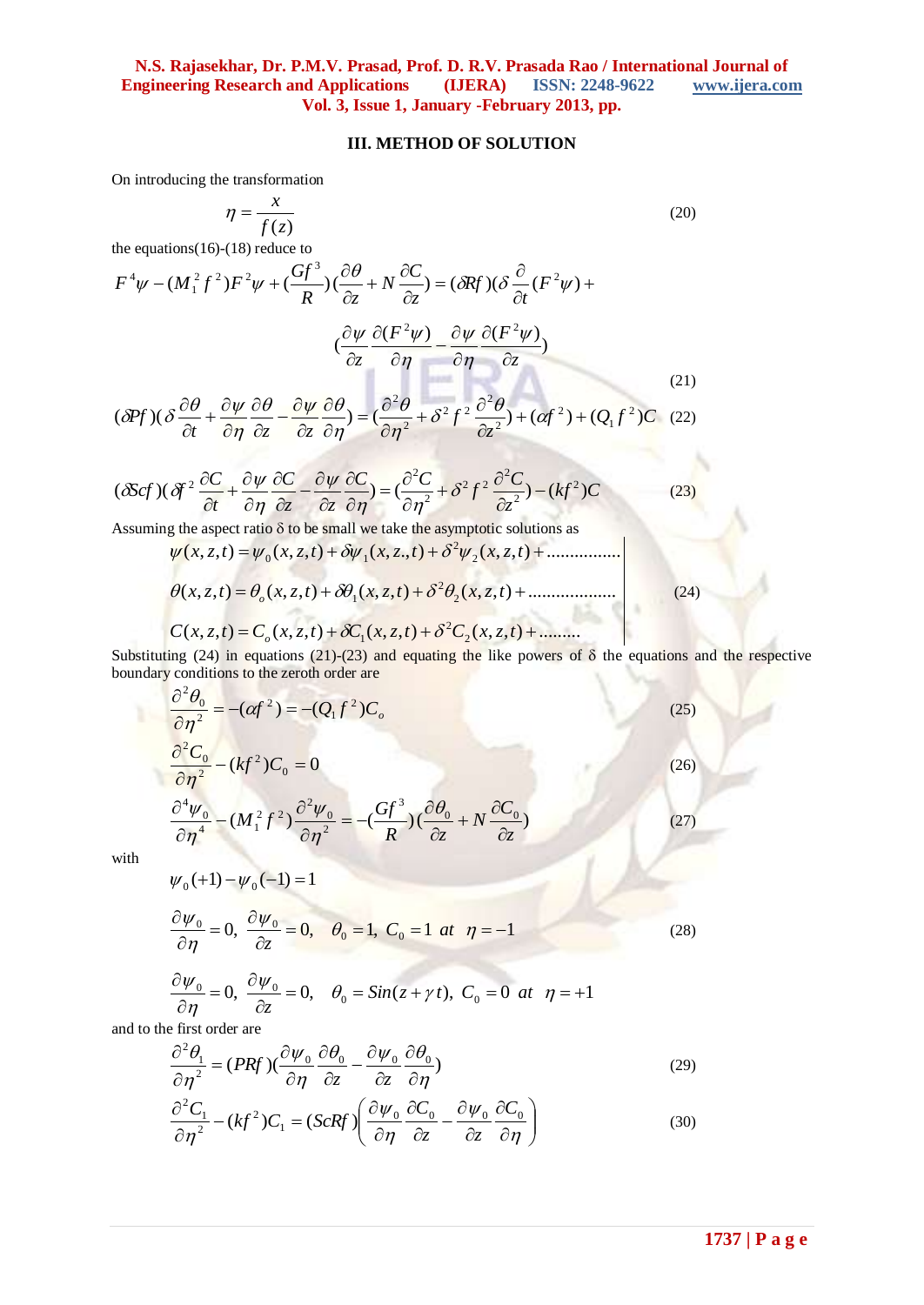## III. METHOD OF SOLUTION

On introducing the transformation

$$\eta = \frac{x}{f(z)} \tag{20}$$

the equations(16)-(18) reduce to

$$F^4\psi - (M_1^2 f^2)F^2\psi + (\frac{Gf^3}{R})(\frac{\partial\theta}{\partial z} + N\frac{\partial C}{\partial z}) = (\delta Rf)(\delta\frac{\partial}{\partial t}(F^2\psi) + (\frac{\partial\psi}{\partial z}\frac{\partial(F^2\psi)}{\partial\eta} - \frac{\partial\psi}{\partial\eta}\frac{\partial(F^2\psi)}{\partial z}) \tag{21}$$

$$(\delta Pf)(\delta\frac{\partial\theta}{\partial t} + \frac{\partial\psi}{\partial\eta}\frac{\partial\theta}{\partial z} - \frac{\partial\psi}{\partial z}\frac{\partial\theta}{\partial\eta}) = (\frac{\partial^2\theta}{\partial\eta^2} + \delta^2 f^2\frac{\partial^2\theta}{\partial z^2}) + (\alpha f^2) + (Q_1 f^2)C \tag{22}$$

$$(\delta Scf)(\delta f^2\frac{\partial C}{\partial t} + \frac{\partial\psi}{\partial\eta}\frac{\partial C}{\partial z} - \frac{\partial\psi}{\partial z}\frac{\partial C}{\partial\eta}) = (\frac{\partial^2 C}{\partial\eta^2} + \delta^2 f^2\frac{\partial^2 C}{\partial z^2}) - (kf^2)C \tag{23}$$

Assuming the aspect ratio δ to be small we take the asymptotic solutions as

$$\begin{aligned}
\psi(x,z,t) &= \psi_0(x,z,t) + \delta\psi_1(x,z.,t) + \delta^2\psi_2(x,z,t) + \ldots\ldots\ldots\ldots \\
\theta(x,z,t) &= \theta_o(x,z,t) + \delta\theta_1(x,z,t) + \delta^2\theta_2(x,z,t) + \ldots\ldots\ldots\ldots \\
C(x,z,t) &= C_o(x,z,t) + \delta C_1(x,z,t) + \delta^2 C_2(x,z,t) + \ldots\ldots\ldots
\end{aligned} \tag{24}$$

Substituting (24) in equations (21)-(23) and equating the like powers of δ the equations and the respective boundary conditions to the zeroth order are

$$\frac{\partial^2\theta_0}{\partial\eta^2} = -(\alpha f^2) = -(Q_1 f^2)C_o \tag{25}$$

$$\frac{\partial^2 C_0}{\partial\eta^2} - (kf^2)C_0 = 0 \tag{26}$$

$$\frac{\partial^4\psi_0}{\partial\eta^4} - (M_1^2 f^2)\frac{\partial^2\psi_0}{\partial\eta^2} = -(\frac{Gf^3}{R})(\frac{\partial\theta_0}{\partial z} + N\frac{\partial C_0}{\partial z}) \tag{27}$$

with

$$\psi_0(+1) - \psi_0(-1) = 1$$

$$\frac{\partial\psi_0}{\partial\eta} = 0,\ \frac{\partial\psi_0}{\partial z} = 0,\quad \theta_0 = 1,\ C_0 = 1\ \ at\ \ \eta = -1 \tag{28}$$

$$\frac{\partial\psi_0}{\partial\eta} = 0,\ \frac{\partial\psi_0}{\partial z} = 0,\quad \theta_0 = Sin(z+\gamma t),\ C_0 = 0\ \ at\ \ \eta = +1$$

and to the first order are

$$\frac{\partial^2\theta_1}{\partial\eta^2} = (PRf)(\frac{\partial\psi_0}{\partial\eta}\frac{\partial\theta_0}{\partial z} - \frac{\partial\psi_0}{\partial z}\frac{\partial\theta_0}{\partial\eta}) \tag{29}$$

$$\frac{\partial^2 C_1}{\partial\eta^2} - (kf^2)C_1 = (ScRf)\left(\frac{\partial\psi_0}{\partial\eta}\frac{\partial C_0}{\partial z} - \frac{\partial\psi_0}{\partial z}\frac{\partial C_0}{\partial\eta}\right) \tag{30}$$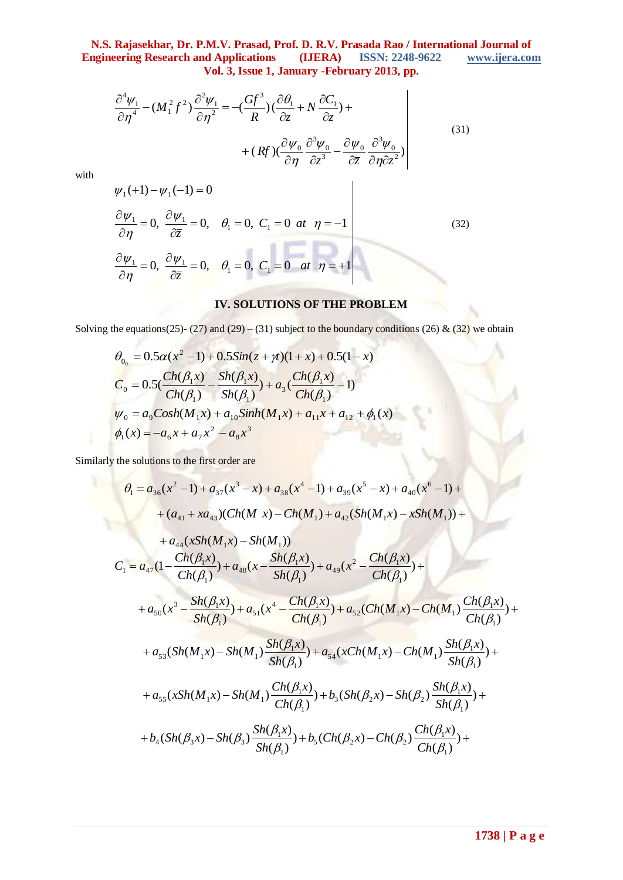$$\frac{\partial^4 \psi_1}{\partial \eta^4} - (M_1^2 f^2)\frac{\partial^2 \psi_1}{\partial \eta^2} = -(\frac{Gf^3}{R})(\frac{\partial \theta_1}{\partial z} + N\frac{\partial C_1}{\partial z}) + + (Rf)(\frac{\partial \psi_0}{\partial \eta}\frac{\partial^3 \psi_0}{\partial z^3} - \frac{\partial \psi_0}{\partial \overline{z}}\frac{\partial^3 \psi_0}{\partial \eta \partial z^2}) \tag{31}$$

with

$$\begin{aligned}
&\psi_1(+1) - \psi_1(-1) = 0 \\
&\frac{\partial \psi_1}{\partial \eta} = 0,\ \frac{\partial \psi_1}{\partial \overline{z}} = 0,\quad \theta_1 = 0,\ C_1 = 0\ \ at\ \ \eta = -1 \\
&\frac{\partial \psi_1}{\partial \eta} = 0,\ \frac{\partial \psi_1}{\partial \overline{z}} = 0,\quad \theta_1 = 0,\ C_1 = 0\ \ at\ \ \eta = +1
\end{aligned} \tag{32}$$

## IV. SOLUTIONS OF THE PROBLEM

Solving the equations(25)- (27) and (29) – (31) subject to the boundary conditions (26) & (32) we obtain

$$\theta_{0_0} = 0.5\alpha(x^2 - 1) + 0.5Sin(z + \gamma t)(1 + x) + 0.5(1 - x)$$

$$C_0 = 0.5(\frac{Ch(\beta_1 x)}{Ch(\beta_1)} - \frac{Sh(\beta_1 x)}{Sh(\beta_1)}) + a_3(\frac{Ch(\beta_1 x)}{Ch(\beta_1)} - 1)$$

$$\psi_0 = a_9 Cosh(M_1 x) + a_{10} Sinh(M_1 x) + a_{11}x + a_{12} + \phi_1(x)$$

$$\phi_1(x) = -a_6 x + a_7 x^2 - a_8 x^3$$

Similarly the solutions to the first order are

$$\theta_1 = a_{36}(x^2 - 1) + a_{37}(x^3 - x) + a_{38}(x^4 - 1) + a_{39}(x^5 - x) + a_{40}(x^6 - 1) + + (a_{41} + xa_{43})(Ch(M\ x) - Ch(M_1) + a_{42}(Sh(M_1 x) - xSh(M_1)) + + a_{44}(xSh(M_1 x) - Sh(M_1))$$

$$C_1 = a_{47}(1 - \frac{Ch(\beta_1 x)}{Ch(\beta_1)}) + a_{48}(x - \frac{Sh(\beta_1 x)}{Sh(\beta_1)}) + a_{49}(x^2 - \frac{Ch(\beta_1 x)}{Ch(\beta_1)}) +$$

$$+ a_{50}(x^3 - \frac{Sh(\beta_1 x)}{Sh(\beta_1)}) + a_{51}(x^4 - \frac{Ch(\beta_1 x)}{Ch(\beta_1)}) + a_{52}(Ch(M_1 x) - Ch(M_1)\frac{Ch(\beta_1 x)}{Ch(\beta_1)}) +$$

$$+ a_{53}(Sh(M_1 x) - Sh(M_1)\frac{Sh(\beta_1 x)}{Sh(\beta_1)}) + a_{54}(xCh(M_1 x) - Ch(M_1)\frac{Sh(\beta_1 x)}{Sh(\beta_1)}) +$$

$$+ a_{55}(xSh(M_1 x) - Sh(M_1)\frac{Ch(\beta_1 x)}{Ch(\beta_1)}) + b_3(Sh(\beta_2 x) - Sh(\beta_2)\frac{Sh(\beta_1 x)}{Sh(\beta_1)}) +$$

$$+ b_4(Sh(\beta_3 x) - Sh(\beta_3)\frac{Sh(\beta_1 x)}{Sh(\beta_1)}) + b_5(Ch(\beta_2 x) - Ch(\beta_2)\frac{Ch(\beta_1 x)}{Ch(\beta_1)}) +$$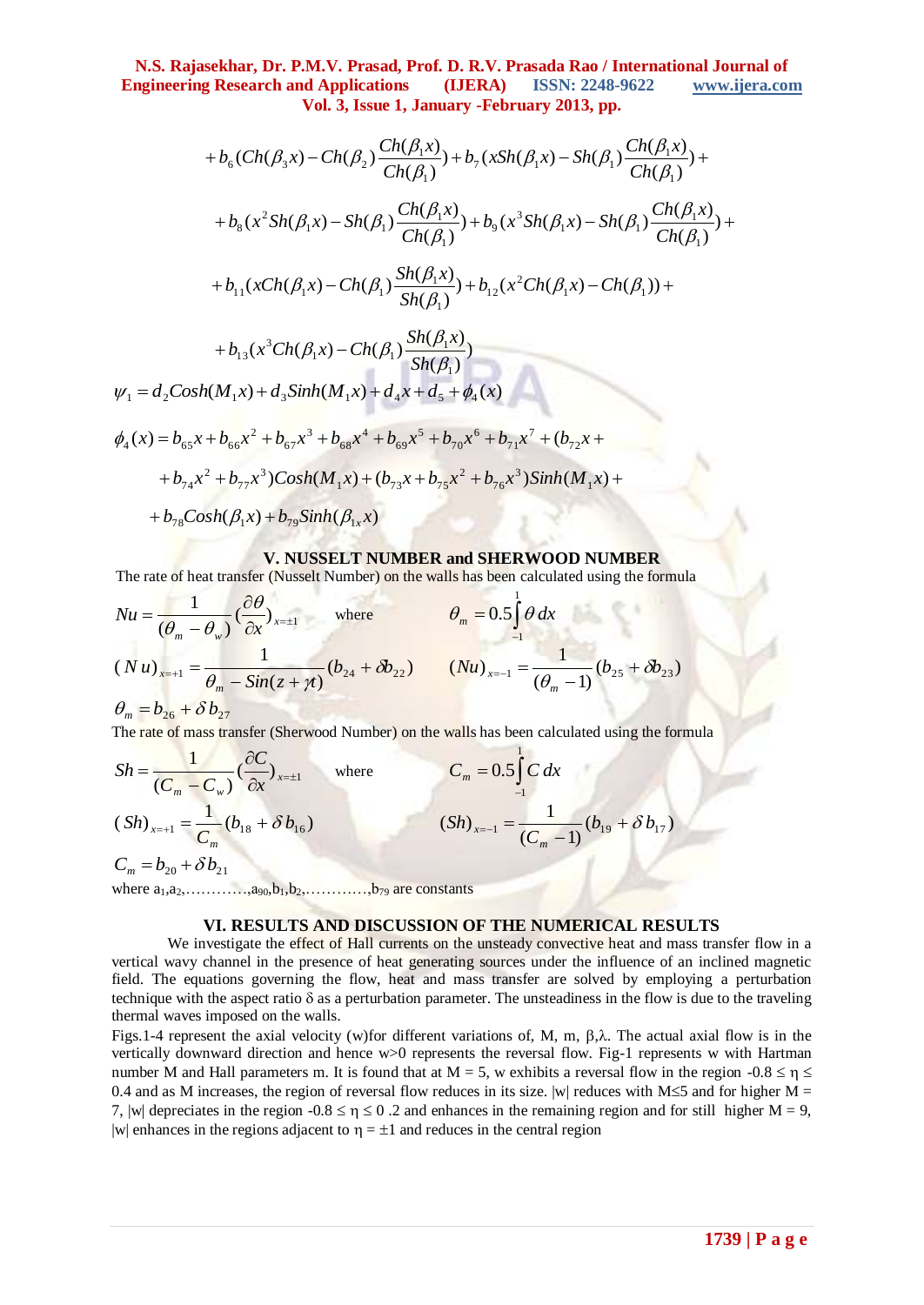$$+b_6(Ch(\beta_3 x)-Ch(\beta_2)\frac{Ch(\beta_1 x)}{Ch(\beta_1)})+b_7(xSh(\beta_1 x)-Sh(\beta_1)\frac{Ch(\beta_1 x)}{Ch(\beta_1)})+$$

$$+b_8(x^2Sh(\beta_1 x)-Sh(\beta_1)\frac{Ch(\beta_1 x)}{Ch(\beta_1)})+b_9(x^3Sh(\beta_1 x)-Sh(\beta_1)\frac{Ch(\beta_1 x)}{Ch(\beta_1)})+$$

$$+b_{11}(xCh(\beta_1 x)-Ch(\beta_1)\frac{Sh(\beta_1 x)}{Sh(\beta_1)})+b_{12}(x^2Ch(\beta_1 x)-Ch(\beta_1))+$$

$$+b_{13}(x^3Ch(\beta_1 x)-Ch(\beta_1)\frac{Sh(\beta_1 x)}{Sh(\beta_1)})$$

$$\psi_1 = d_2Cosh(M_1x)+d_3Sinh(M_1x)+d_4x+d_5+\phi_4(x)$$

$$\phi_4(x)=b_{65}x+b_{66}x^2+b_{67}x^3+b_{68}x^4+b_{69}x^5+b_{70}x^6+b_{71}x^7+(b_{72}x+$$
$$+b_{74}x^2+b_{77}x^3)Cosh(M_1x)+(b_{73}x+b_{75}x^2+b_{76}x^3)Sinh(M_1x)+$$
$$+b_{78}Cosh(\beta_1 x)+b_{79}Sinh(\beta_{1x}x)$$

## V. NUSSELT NUMBER and SHERWOOD NUMBER

The rate of heat transfer (Nusselt Number) on the walls has been calculated using the formula

$$Nu=\frac{1}{(\theta_m-\theta_w)}(\frac{\partial\theta}{\partial x})_{x=\pm1} \qquad \text{where} \qquad \theta_m=0.5\int_{-1}^{1}\theta\,dx$$

$$(Nu)_{x=+1}=\frac{1}{\theta_m-Sin(z+\gamma t)}(b_{24}+\delta b_{22}) \qquad (Nu)_{x=-1}=\frac{1}{(\theta_m-1)}(b_{25}+\delta b_{23})$$

$$\theta_m=b_{26}+\delta b_{27}$$

The rate of mass transfer (Sherwood Number) on the walls has been calculated using the formula

$$Sh=\frac{1}{(C_m-C_w)}(\frac{\partial C}{\partial x})_{x=\pm1} \qquad \text{where} \qquad C_m=0.5\int_{-1}^{1}C\,dx$$

$$(Sh)_{x=+1}=\frac{1}{C_m}(b_{18}+\delta b_{16}) \qquad (Sh)_{x=-1}=\frac{1}{(C_m-1)}(b_{19}+\delta b_{17})$$

$$C_m=b_{20}+\delta b_{21}$$

where $a_1,a_2,\ldots\ldots\ldots\ldots,a_{90},b_1,b_2,\ldots\ldots\ldots\ldots,b_{79}$ are constants

## VI. RESULTS AND DISCUSSION OF THE NUMERICAL RESULTS

We investigate the effect of Hall currents on the unsteady convective heat and mass transfer flow in a vertical wavy channel in the presence of heat generating sources under the influence of an inclined magnetic field. The equations governing the flow, heat and mass transfer are solved by employing a perturbation technique with the aspect ratio $\delta$ as a perturbation parameter. The unsteadiness in the flow is due to the traveling thermal waves imposed on the walls.

Figs.1-4 represent the axial velocity (w)for different variations of, M, m, $\beta$,$\lambda$. The actual axial flow is in the vertically downward direction and hence w>0 represents the reversal flow. Fig-1 represents w with Hartman number M and Hall parameters m. It is found that at M = 5, w exhibits a reversal flow in the region $-0.8 \le \eta \le 0.4$ and as M increases, the region of reversal flow reduces in its size. |w| reduces with M≤5 and for higher M = 7, |w| depreciates in the region $-0.8 \le \eta \le 0.2$ and enhances in the remaining region and for still higher M = 9, |w| enhances in the regions adjacent to $\eta = \pm1$ and reduces in the central region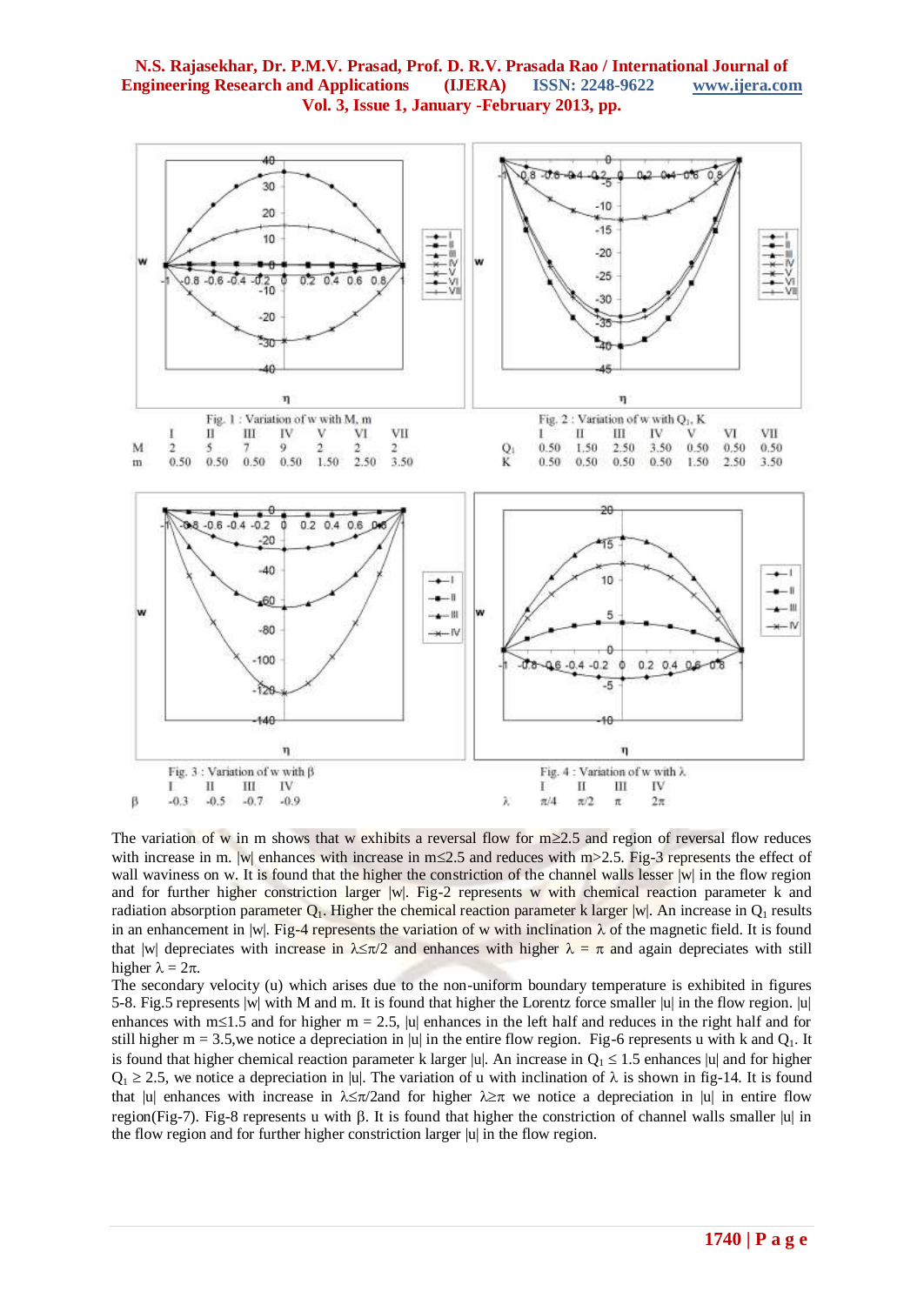w

-1 -0.8 -0.6 -0.4 -0.2 0 0.2 0.4 0.6 0.8

40 30 20 10 -10 -20 -30 -40

η

I II III IV V VI VII

Fig. 1 : Variation of w with M, m

| | I | II | III | IV | V | VI | VII |
|---|---|---|---|---|---|---|---|
| M | 2 | 5 | 7 | 9 | 2 | 2 | 2 |
| m | 0.50 | 0.50 | 0.50 | 0.50 | 1.50 | 2.50 | 3.50 |

w

-1 -0.8 -0.6 -0.4 -0.2 0 0.2 0.4 0.6 0.8

0 -5 -10 -15 -20 -25 -30 -35 -40 -45

η

I II III IV V VI VII

Fig. 2 : Variation of w with $Q_1$, K

| | I | II | III | IV | V | VI | VII |
|---|---|---|---|---|---|---|---|
| $Q_1$ | 0.50 | 1.50 | 2.50 | 3.50 | 0.50 | 0.50 | 0.50 |
| K | 0.50 | 0.50 | 0.50 | 0.50 | 1.50 | 2.50 | 3.50 |

w

-1 -0.8 -0.6 -0.4 -0.2 0 0.2 0.4 0.6 0.8

0 -20 -40 -60 -80 -100 -120 -140

η

I II III IV

Fig. 3 : Variation of w with β

| | I | II | III | IV |
|---|---|---|---|---|
| β | -0.3 | -0.5 | -0.7 | -0.9 |

w

-1 -0.8 -0.6 -0.4 -0.2 0 0.2 0.4 0.6 0.8

20 15 10 5 0 -5 -10

η

I II III IV

Fig. 4 : Variation of w with λ

| | I | II | III | IV |
|---|---|---|---|---|
| λ | π/4 | π/2 | π | 2π |

The variation of w in m shows that w exhibits a reversal flow for m≥2.5 and region of reversal flow reduces with increase in m. |w| enhances with increase in m≤2.5 and reduces with m>2.5. Fig-3 represents the effect of wall waviness on w. It is found that the higher the constriction of the channel walls lesser |w| in the flow region and for further higher constriction larger |w|. Fig-2 represents w with chemical reaction parameter k and radiation absorption parameter $Q_1$. Higher the chemical reaction parameter k larger |w|. An increase in $Q_1$ results in an enhancement in |w|. Fig-4 represents the variation of w with inclination λ of the magnetic field. It is found that |w| depreciates with increase in λ≤π/2 and enhances with higher λ = π and again depreciates with still higher λ = 2π.

The secondary velocity (u) which arises due to the non-uniform boundary temperature is exhibited in figures 5-8. Fig.5 represents |w| with M and m. It is found that higher the Lorentz force smaller |u| in the flow region. |u| enhances with m≤1.5 and for higher m = 2.5, |u| enhances in the left half and reduces in the right half and for still higher m = 3.5,we notice a depreciation in |u| in the entire flow region. Fig-6 represents u with k and $Q_1$. It is found that higher chemical reaction parameter k larger |u|. An increase in $Q_1 \leq 1.5$ enhances |u| and for higher $Q_1 \geq 2.5$, we notice a depreciation in |u|. The variation of u with inclination of λ is shown in fig-14. It is found that |u| enhances with increase in λ≤π/2and for higher λ≥π we notice a depreciation in |u| in entire flow region(Fig-7). Fig-8 represents u with β. It is found that higher the constriction of channel walls smaller |u| in the flow region and for further higher constriction larger |u| in the flow region.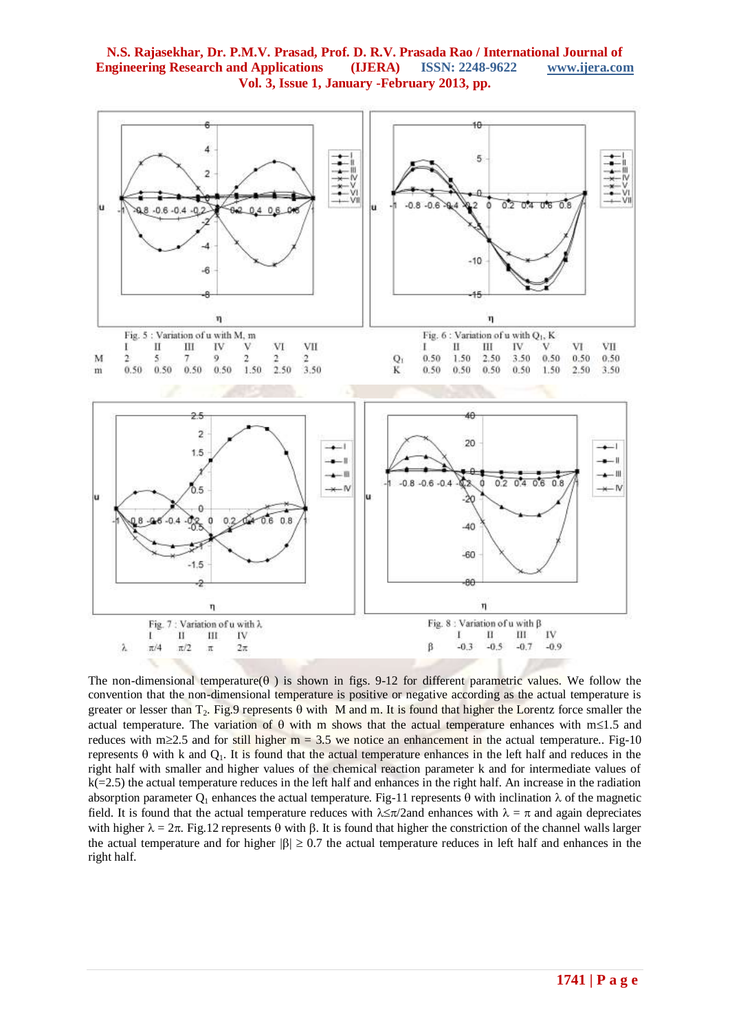u

η

Fig. 5 : Variation of u with M, m

| | I | II | III | IV | V | VI | VII |
|---|---|---|---|---|---|---|---|
| M | 2 | 5 | 7 | 9 | 2 | 2 | 2 |
| m | 0.50 | 0.50 | 0.50 | 0.50 | 1.50 | 2.50 | 3.50 |

u

η

Fig. 6 : Variation of u with $Q_1$, K

| | I | II | III | IV | V | VI | VII |
|---|---|---|---|---|---|---|---|
| $Q_1$ | 0.50 | 1.50 | 2.50 | 3.50 | 0.50 | 0.50 | 0.50 |
| K | 0.50 | 0.50 | 0.50 | 0.50 | 1.50 | 2.50 | 3.50 |

u

η

Fig. 7 : Variation of u with λ

| | I | II | III | IV |
|---|---|---|---|---|
| λ | π/4 | π/2 | π | 2π |

u

η

Fig. 8 : Variation of u with β

| | I | II | III | IV |
|---|---|---|---|---|
| β | -0.3 | -0.5 | -0.7 | -0.9 |

The non-dimensional temperature($\theta$ ) is shown in figs. 9-12 for different parametric values. We follow the convention that the non-dimensional temperature is positive or negative according as the actual temperature is greater or lesser than $T_2$. Fig.9 represents $\theta$ with M and m. It is found that higher the Lorentz force smaller the actual temperature. The variation of $\theta$ with m shows that the actual temperature enhances with $m \leq 1.5$ and reduces with $m \geq 2.5$ and for still higher m = 3.5 we notice an enhancement in the actual temperature.. Fig-10 represents $\theta$ with k and $Q_1$. It is found that the actual temperature enhances in the left half and reduces in the right half with smaller and higher values of the chemical reaction parameter k and for intermediate values of k(=2.5) the actual temperature reduces in the left half and enhances in the right half. An increase in the radiation absorption parameter $Q_1$ enhances the actual temperature. Fig-11 represents $\theta$ with inclination $\lambda$ of the magnetic field. It is found that the actual temperature reduces with $\lambda \leq \pi/2$and enhances with $\lambda = \pi$ and again depreciates with higher $\lambda = 2\pi$. Fig.12 represents $\theta$ with $\beta$. It is found that higher the constriction of the channel walls larger the actual temperature and for higher $|\beta| \geq 0.7$ the actual temperature reduces in left half and enhances in the right half.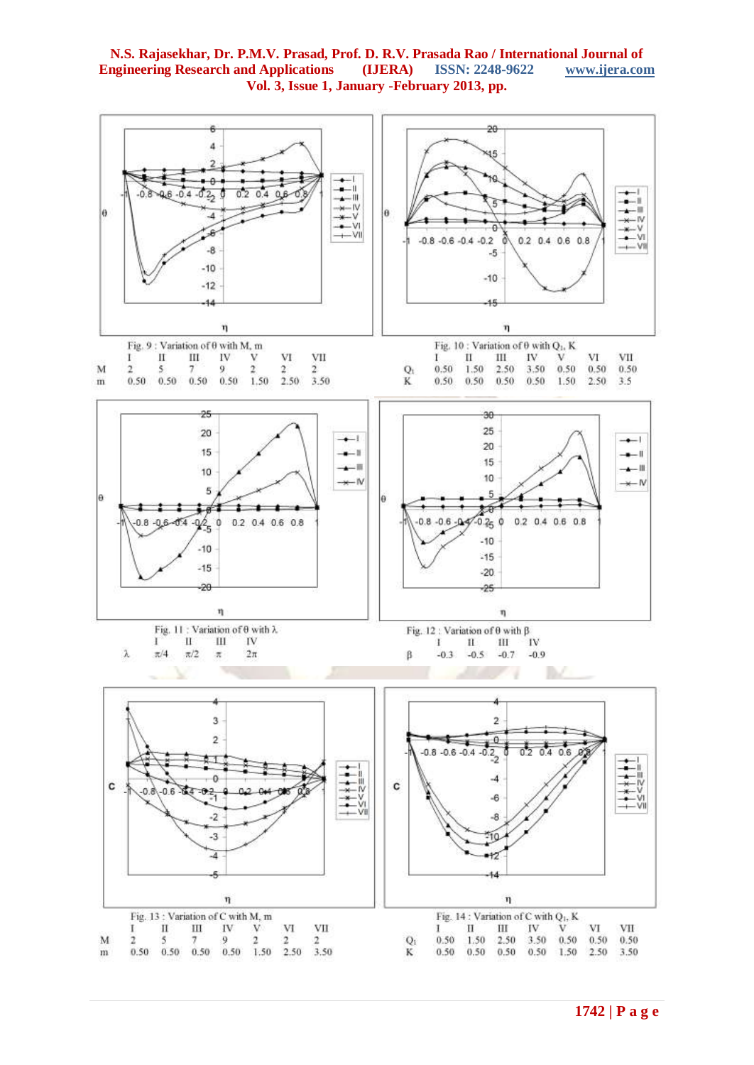Fig. 9 : Variation of θ with M, m

| | I | II | III | IV | V | VI | VII |
|---|---|---|---|---|---|---|---|
| M | 2 | 5 | 7 | 9 | 2 | 2 | 2 |
| m | 0.50 | 0.50 | 0.50 | 0.50 | 1.50 | 2.50 | 3.50 |

Fig. 10 : Variation of θ with $Q_1$, K

| | I | II | III | IV | V | VI | VII |
|---|---|---|---|---|---|---|---|
| $Q_1$ | 0.50 | 1.50 | 2.50 | 3.50 | 0.50 | 0.50 | 0.50 |
| K | 0.50 | 0.50 | 0.50 | 0.50 | 1.50 | 2.50 | 3.5 |

Fig. 11 : Variation of θ with λ

| | I | II | III | IV |
|---|---|---|---|---|
| λ | π/4 | π/2 | π | 2π |

Fig. 12 : Variation of θ with β

| | I | II | III | IV |
|---|---|---|---|---|
| β | -0.3 | -0.5 | -0.7 | -0.9 |

Fig. 13 : Variation of C with M, m

| | I | II | III | IV | V | VI | VII |
|---|---|---|---|---|---|---|---|
| M | 2 | 5 | 7 | 9 | 2 | 2 | 2 |
| m | 0.50 | 0.50 | 0.50 | 0.50 | 1.50 | 2.50 | 3.50 |

Fig. 14 : Variation of C with $Q_1$, K

| | I | II | III | IV | V | VI | VII |
|---|---|---|---|---|---|---|---|
| $Q_1$ | 0.50 | 1.50 | 2.50 | 3.50 | 0.50 | 0.50 | 0.50 |
| K | 0.50 | 0.50 | 0.50 | 0.50 | 1.50 | 2.50 | 3.50 |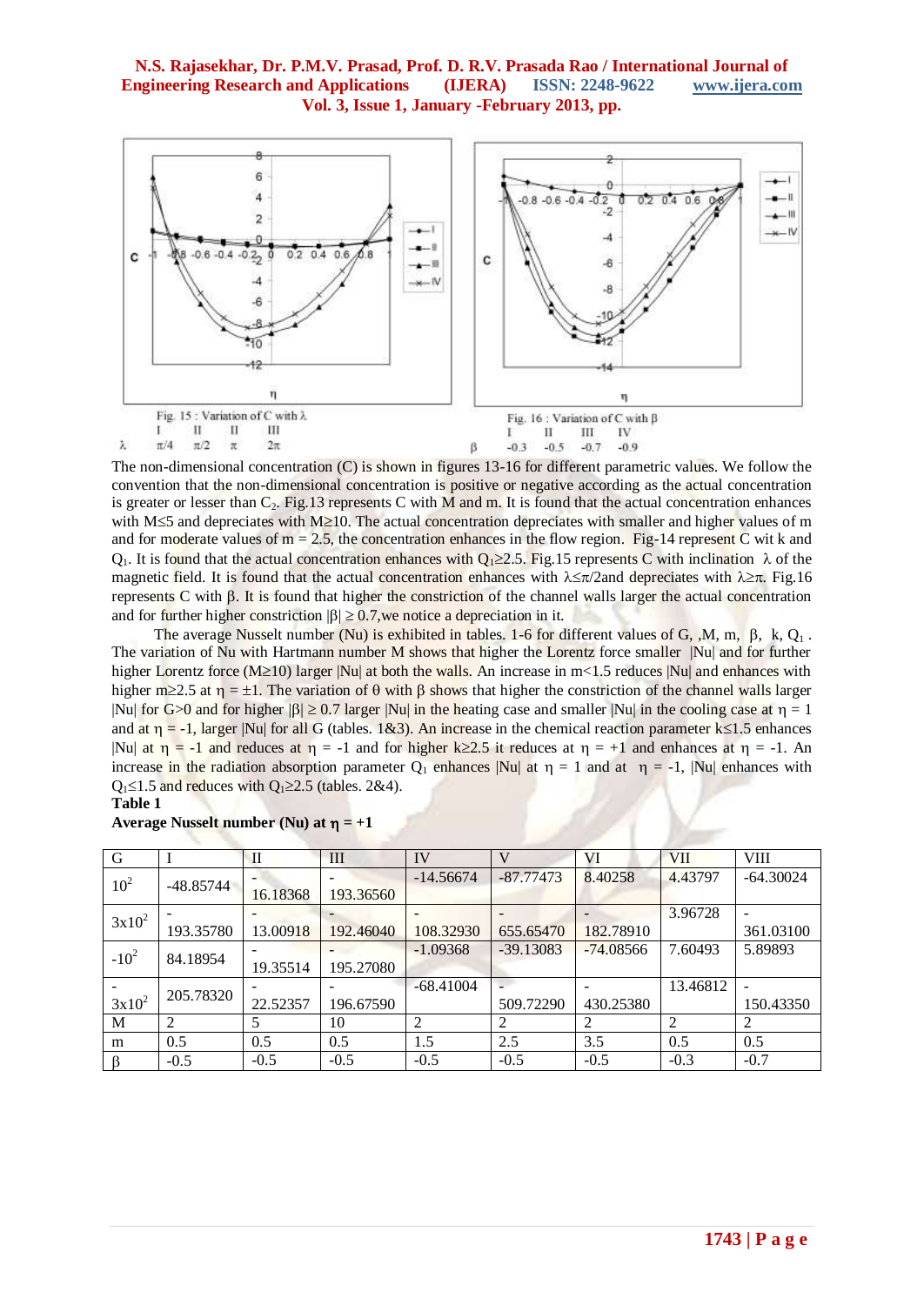C

η

Fig. 15 : Variation of C with λ

| | I | II | III | III |
|---|---|---|---|---|
| λ | π/4 | π/2 | π | 2π |

C

η

Fig. 16 : Variation of C with β

| | I | II | III | IV |
|---|---|---|---|---|
| β | -0.3 | -0.5 | -0.7 | -0.9 |

The non-dimensional concentration (C) is shown in figures 13-16 for different parametric values. We follow the convention that the non-dimensional concentration is positive or negative according as the actual concentration is greater or lesser than $C_2$. Fig.13 represents C with M and m. It is found that the actual concentration enhances with M≤5 and depreciates with M≥10. The actual concentration depreciates with smaller and higher values of m and for moderate values of m = 2.5, the concentration enhances in the flow region. Fig-14 represent C wit k and $Q_1$. It is found that the actual concentration enhances with $Q_1$≥2.5. Fig.15 represents C with inclination λ of the magnetic field. It is found that the actual concentration enhances with λ≤π/2and depreciates with λ≥π. Fig.16 represents C with β. It is found that higher the constriction of the channel walls larger the actual concentration and for further higher constriction |β| ≥ 0.7,we notice a depreciation in it.

The average Nusselt number (Nu) is exhibited in tables. 1-6 for different values of G, ,M, m, β, k, $Q_1$ . The variation of Nu with Hartmann number M shows that higher the Lorentz force smaller |Nu| and for further higher Lorentz force (M≥10) larger |Nu| at both the walls. An increase in m<1.5 reduces |Nu| and enhances with higher m≥2.5 at η = ±1. The variation of θ with β shows that higher the constriction of the channel walls larger |Nu| for G>0 and for higher |β| ≥ 0.7 larger |Nu| in the heating case and smaller |Nu| in the cooling case at η = 1 and at η = -1, larger |Nu| for all G (tables. 1&3). An increase in the chemical reaction parameter k≤1.5 enhances |Nu| at η = -1 and reduces at η = -1 and for higher k≥2.5 it reduces at η = +1 and enhances at η = -1. An increase in the radiation absorption parameter $Q_1$ enhances |Nu| at η = 1 and at η = -1, |Nu| enhances with $Q_1$≤1.5 and reduces with $Q_1$≥2.5 (tables. 2&4).

**Table 1**

**Average Nusselt number (Nu) at η = +1**

| G | I | II | III | IV | V | VI | VII | VIII |
|---|---|---|---|---|---|---|---|---|
| $10^2$ | -48.85744 | -16.18368 | -193.36560 | -14.56674 | -87.77473 | 8.40258 | 4.43797 | -64.30024 |
| $3x10^2$ | -193.35780 | -13.00918 | -192.46040 | -108.32930 | -655.65470 | -182.78910 | 3.96728 | -361.03100 |
| $-10^2$ | 84.18954 | -19.35514 | -195.27080 | -1.09368 | -39.13083 | -74.08566 | 7.60493 | 5.89893 |
| $-3x10^2$ | 205.78320 | -22.52357 | -196.67590 | -68.41004 | -509.72290 | -430.25380 | 13.46812 | -150.43350 |
| M | 2 | 5 | 10 | 2 | 2 | 2 | 2 | 2 |
| m | 0.5 | 0.5 | 0.5 | 1.5 | 2.5 | 3.5 | 0.5 | 0.5 |
| β | -0.5 | -0.5 | -0.5 | -0.5 | -0.5 | -0.5 | -0.3 | -0.7 |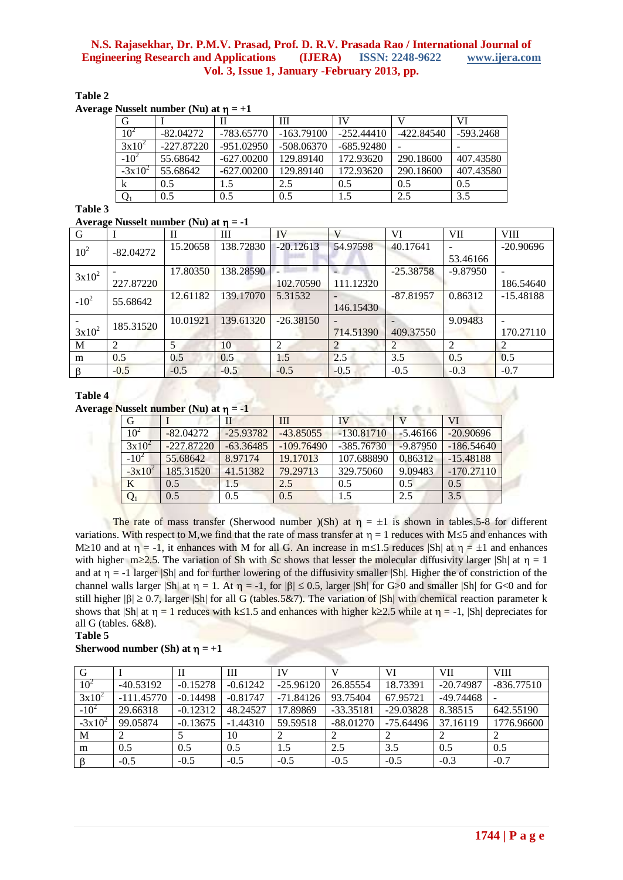**Table 2**

**Average Nusselt number (Nu) at $\eta$ = +1**

| G | I | II | III | IV | V | VI |
|---|---|---|---|---|---|---|
| $10^2$ | -82.04272 | -783.65770 | -163.79100 | -252.44410 | -422.84540 | -593.2468 |
| $3x10^2$ | -227.87220 | -951.02950 | -508.06370 | -685.92480 | - | - |
| $-10^2$ | 55.68642 | -627.00200 | 129.89140 | 172.93620 | 290.18600 | 407.43580 |
| $-3x10^2$ | 55.68642 | -627.00200 | 129.89140 | 172.93620 | 290.18600 | 407.43580 |
| k | 0.5 | 1.5 | 2.5 | 0.5 | 0.5 | 0.5 |
| $Q_1$ | 0.5 | 0.5 | 0.5 | 1.5 | 2.5 | 3.5 |

**Table 3**

**Average Nusselt number (Nu) at $\eta$ = -1**

| G | I | II | III | IV | V | VI | VII | VIII |
|---|---|---|---|---|---|---|---|---|
| $10^2$ | -82.04272 | 15.20658 | 138.72830 | -20.12613 | 54.97598 | 40.17641 | -53.46166 | -20.90696 |
| $3x10^2$ | -227.87220 | 17.80350 | 138.28590 | -102.70590 | -111.12320 | -25.38758 | -9.87950 | -186.54640 |
| $-10^2$ | 55.68642 | 12.61182 | 139.17070 | 5.31532 | -146.15430 | -87.81957 | 0.86312 | -15.48188 |
| $-3x10^2$ | 185.31520 | 10.01921 | 139.61320 | -26.38150 | -714.51390 | -409.37550 | 9.09483 | -170.27110 |
| M | 2 | 5 | 10 | 2 | 2 | 2 | 2 | 2 |
| m | 0.5 | 0.5 | 0.5 | 1.5 | 2.5 | 3.5 | 0.5 | 0.5 |
| $\beta$ | -0.5 | -0.5 | -0.5 | -0.5 | -0.5 | -0.5 | -0.3 | -0.7 |

**Table 4**

**Average Nusselt number (Nu) at $\eta$ = -1**

| G | I | II | III | IV | V | VI |
|---|---|---|---|---|---|---|
| $10^2$ | -82.04272 | -25.93782 | -43.85055 | -130.81710 | -5.46166 | -20.90696 |
| $3x10^2$ | -227.87220 | -63.36485 | -109.76490 | -385.76730 | -9.87950 | -186.54640 |
| $-10^2$ | 55.68642 | 8.97174 | 19.17013 | 107.688890 | 0.86312 | -15.48188 |
| $-3x10^2$ | 185.31520 | 41.51382 | 79.29713 | 329.75060 | 9.09483 | -170.27110 |
| K | 0.5 | 1.5 | 2.5 | 0.5 | 0.5 | 0.5 |
| $Q_1$ | 0.5 | 0.5 | 0.5 | 1.5 | 2.5 | 3.5 |

The rate of mass transfer (Sherwood number )(Sh) at $\eta = \pm1$ is shown in tables.5-8 for different variations. With respect to M,we find that the rate of mass transfer at $\eta$ = 1 reduces with M≤5 and enhances with M≥10 and at $\eta$ = -1, it enhances with M for all G. An increase in m≤1.5 reduces |Sh| at $\eta = \pm1$ and enhances with higher m≥2.5. The variation of Sh with Sc shows that lesser the molecular diffusivity larger |Sh| at $\eta$ = 1 and at $\eta$ = -1 larger |Sh| and for further lowering of the diffusivity smaller |Sh|. Higher the of constriction of the channel walls larger |Sh| at $\eta$ = 1. At $\eta$ = -1, for $|\beta| \le 0.5$, larger |Sh| for G>0 and smaller |Sh| for G<0 and for still higher $|\beta| \ge 0.7$, larger |Sh| for all G (tables.5&7). The variation of |Sh| with chemical reaction parameter k shows that |Sh| at $\eta$ = 1 reduces with k≤1.5 and enhances with higher k≥2.5 while at $\eta$ = -1, |Sh| depreciates for all G (tables. 6&8).

**Table 5**

**Sherwood number (Sh) at $\eta$ = +1**

| G | I | II | III | IV | V | VI | VII | VIII |
|---|---|---|---|---|---|---|---|---|
| $10^2$ | -40.53192 | -0.15278 | -0.61242 | -25.96120 | 26.85554 | 18.73391 | -20.74987 | -836.77510 |
| $3x10^2$ | -111.45770 | -0.14498 | -0.81747 | -71.84126 | 93.75404 | 67.95721 | -49.74468 | - |
| $-10^2$ | 29.66318 | -0.12312 | 48.24527 | 17.89869 | -33.35181 | -29.03828 | 8.38515 | 642.55190 |
| $-3x10^2$ | 99.05874 | -0.13675 | -1.44310 | 59.59518 | -88.01270 | -75.64496 | 37.16119 | 1776.96600 |
| M | 2 | 5 | 10 | 2 | 2 | 2 | 2 | 2 |
| m | 0.5 | 0.5 | 0.5 | 1.5 | 2.5 | 3.5 | 0.5 | 0.5 |
| $\beta$ | -0.5 | -0.5 | -0.5 | -0.5 | -0.5 | -0.5 | -0.3 | -0.7 |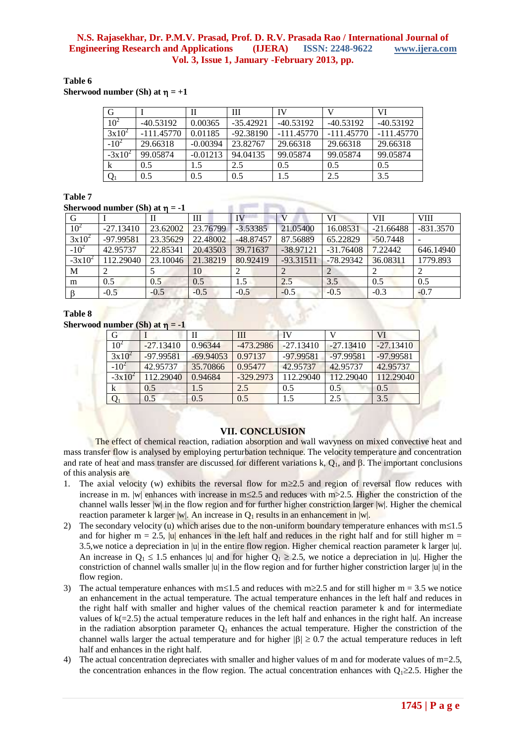**Table 6**
**Sherwood number (Sh) at $\eta = +1$**

| G | I | II | III | IV | V | VI |
|---|---|---|---|---|---|---|
| $10^2$ | -40.53192 | 0.00365 | -35.42921 | -40.53192 | -40.53192 | -40.53192 |
| $3\times10^2$ | -111.45770 | 0.01185 | -92.38190 | -111.45770 | -111.45770 | -111.45770 |
| $-10^2$ | 29.66318 | -0.00394 | 23.82767 | 29.66318 | 29.66318 | 29.66318 |
| $-3\times10^2$ | 99.05874 | -0.01213 | 94.04135 | 99.05874 | 99.05874 | 99.05874 |
| k | 0.5 | 1.5 | 2.5 | 0.5 | 0.5 | 0.5 |
| $Q_1$ | 0.5 | 0.5 | 0.5 | 1.5 | 2.5 | 3.5 |

**Table 7**
**Sherwood number (Sh) at $\eta = -1$**

| G | I | II | III | IV | V | VI | VII | VIII |
|---|---|---|---|---|---|---|---|---|
| $10^2$ | -27.13410 | 23.62002 | 23.76799 | -3.53385 | 21.05400 | 16.08531 | -21.66488 | -831.3570 |
| $3\times10^2$ | -97.99581 | 23.35629 | 22.48002 | -48.87457 | 87.56889 | 65.22829 | -50.7448 | - |
| $-10^2$ | 42.95737 | 22.85341 | 20.43503 | 39.71637 | -38.97121 | -31.76408 | 7.22442 | 646.14940 |
| $-3\times10^2$ | 112.29040 | 23.10046 | 21.38219 | 80.92419 | -93.31511 | -78.29342 | 36.08311 | 1779.893 |
| M | 2 | 5 | 10 | 2 | 2 | 2 | 2 | 2 |
| m | 0.5 | 0.5 | 0.5 | 1.5 | 2.5 | 3.5 | 0.5 | 0.5 |
| $\beta$ | -0.5 | -0.5 | -0.5 | -0.5 | -0.5 | -0.5 | -0.3 | -0.7 |

**Table 8**
**Sherwood number (Sh) at $\eta = -1$**

| G | I | II | III | IV | V | VI |
|---|---|---|---|---|---|---|
| $10^2$ | -27.13410 | 0.96344 | -473.2986 | -27.13410 | -27.13410 | -27.13410 |
| $3\times10^2$ | -97.99581 | -69.94053 | 0.97137 | -97.99581 | -97.99581 | -97.99581 |
| $-10^2$ | 42.95737 | 35.70866 | 0.95477 | 42.95737 | 42.95737 | 42.95737 |
| $-3\times10^2$ | 112.29040 | 0.94684 | -329.2973 | 112.29040 | 112.29040 | 112.29040 |
| k | 0.5 | 1.5 | 2.5 | 0.5 | 0.5 | 0.5 |
| $Q_1$ | 0.5 | 0.5 | 0.5 | 1.5 | 2.5 | 3.5 |

## VII. CONCLUSION

The effect of chemical reaction, radiation absorption and wall wavyness on mixed convective heat and mass transfer flow is analysed by employing perturbation technique. The velocity temperature and concentration and rate of heat and mass transfer are discussed for different variations k, $Q_1$, and $\beta$. The important conclusions of this analysis are

1. The axial velocity (w) exhibits the reversal flow for $m\geq2.5$ and region of reversal flow reduces with increase in m. |w| enhances with increase in $m\leq2.5$ and reduces with $m>2.5$. Higher the constriction of the channel walls lesser |w| in the flow region and for further higher constriction larger |w|. Higher the chemical reaction parameter k larger |w|. An increase in $Q_1$ results in an enhancement in |w|.
2) The secondary velocity (u) which arises due to the non-uniform boundary temperature enhances with $m\leq1.5$ and for higher m = 2.5, |u| enhances in the left half and reduces in the right half and for still higher m = 3.5,we notice a depreciation in |u| in the entire flow region. Higher chemical reaction parameter k larger |u|. An increase in $Q_1 \leq 1.5$ enhances |u| and for higher $Q_1 \geq 2.5$, we notice a depreciation in |u|. Higher the constriction of channel walls smaller |u| in the flow region and for further higher constriction larger |u| in the flow region.
3) The actual temperature enhances with $m\leq1.5$ and reduces with $m\geq2.5$ and for still higher m = 3.5 we notice an enhancement in the actual temperature. The actual temperature enhances in the left half and reduces in the right half with smaller and higher values of the chemical reaction parameter k and for intermediate values of k(=2.5) the actual temperature reduces in the left half and enhances in the right half. An increase in the radiation absorption parameter $Q_1$ enhances the actual temperature. Higher the constriction of the channel walls larger the actual temperature and for higher $|\beta| \geq 0.7$ the actual temperature reduces in left half and enhances in the right half.
4) The actual concentration depreciates with smaller and higher values of m and for moderate values of m=2.5, the concentration enhances in the flow region. The actual concentration enhances with $Q_1\geq2.5$. Higher the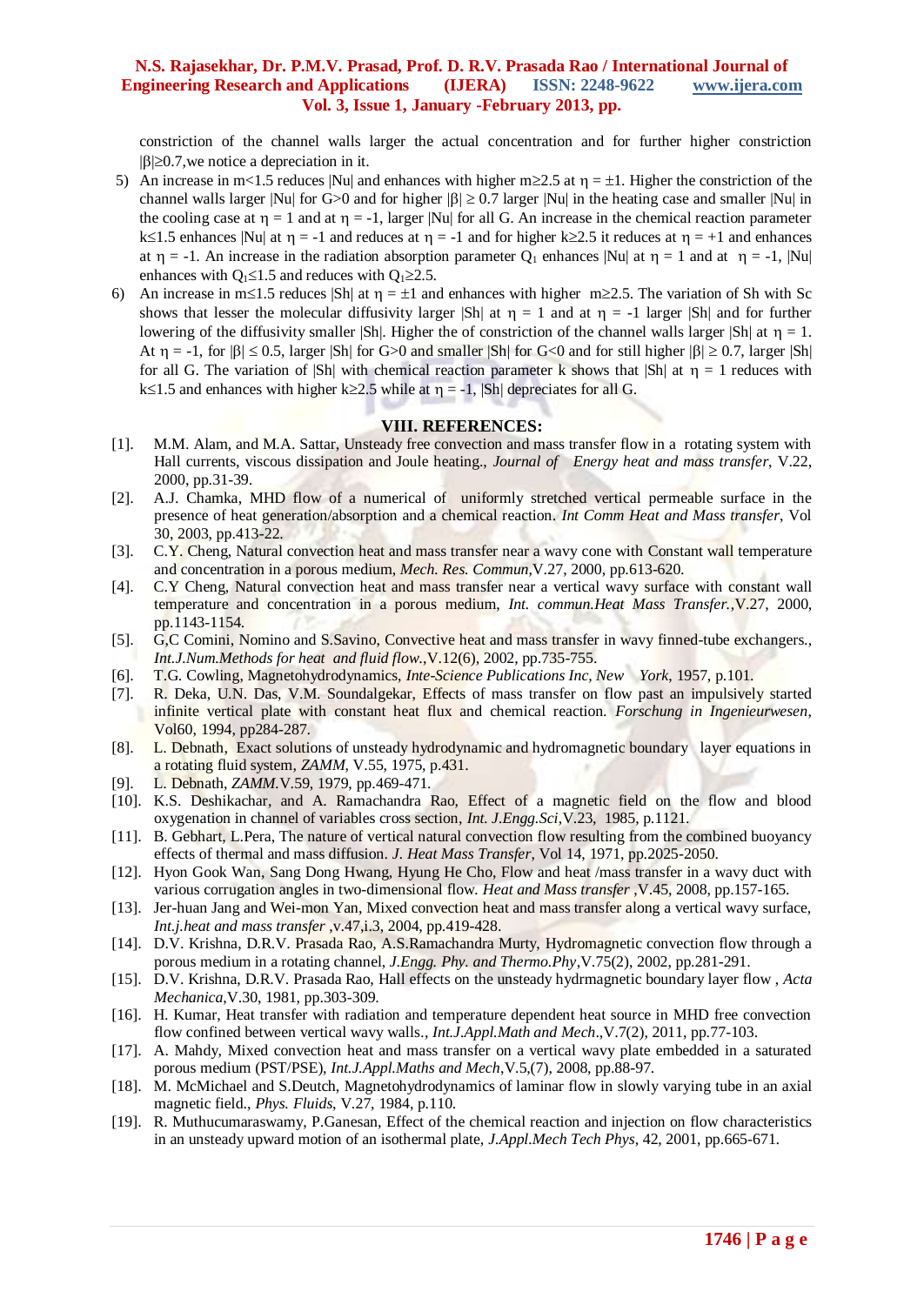constriction of the channel walls larger the actual concentration and for further higher constriction $|\beta|\geq 0.7$,we notice a depreciation in it.

5) An increase in $m<1.5$ reduces $|Nu|$ and enhances with higher $m\geq 2.5$ at $\eta = \pm 1$. Higher the constriction of the channel walls larger $|Nu|$ for $G>0$ and for higher $|\beta| \geq 0.7$ larger $|Nu|$ in the heating case and smaller $|Nu|$ in the cooling case at $\eta = 1$ and at $\eta = -1$, larger $|Nu|$ for all G. An increase in the chemical reaction parameter $k\leq 1.5$ enhances $|Nu|$ at $\eta = -1$ and reduces at $\eta = -1$ and for higher $k\geq 2.5$ it reduces at $\eta = +1$ and enhances at $\eta = -1$. An increase in the radiation absorption parameter $Q_1$ enhances $|Nu|$ at $\eta = 1$ and at $\eta = -1$, $|Nu|$ enhances with $Q_1\leq 1.5$ and reduces with $Q_1\geq 2.5$.
6) An increase in $m\leq 1.5$ reduces $|Sh|$ at $\eta = \pm 1$ and enhances with higher $m\geq 2.5$. The variation of Sh with Sc shows that lesser the molecular diffusivity larger $|Sh|$ at $\eta = 1$ and at $\eta = -1$ larger $|Sh|$ and for further lowering of the diffusivity smaller $|Sh|$. Higher the of constriction of the channel walls larger $|Sh|$ at $\eta = 1$. At $\eta = -1$, for $|\beta| \leq 0.5$, larger $|Sh|$ for $G>0$ and smaller $|Sh|$ for $G<0$ and for still higher $|\beta| \geq 0.7$, larger $|Sh|$ for all G. The variation of $|Sh|$ with chemical reaction parameter k shows that $|Sh|$ at $\eta = 1$ reduces with $k\leq 1.5$ and enhances with higher $k\geq 2.5$ while at $\eta = -1$, $|Sh|$ depreciates for all G.

## VIII. REFERENCES:

[1]. M.M. Alam, and M.A. Sattar, Unsteady free convection and mass transfer flow in a rotating system with Hall currents, viscous dissipation and Joule heating., *Journal of Energy heat and mass transfer*, V.22, 2000, pp.31-39.

[2]. A.J. Chamka, MHD flow of a numerical of uniformly stretched vertical permeable surface in the presence of heat generation/absorption and a chemical reaction. *Int Comm Heat and Mass transfer*, Vol 30, 2003, pp.413-22.

[3]. C.Y. Cheng, Natural convection heat and mass transfer near a wavy cone with Constant wall temperature and concentration in a porous medium, *Mech. Res. Commun*,V.27, 2000, pp.613-620.

[4]. C.Y Cheng, Natural convection heat and mass transfer near a vertical wavy surface with constant wall temperature and concentration in a porous medium, *Int. commun.Heat Mass Transfer.*,V.27, 2000, pp.1143-1154.

[5]. G,C Comini, Nomino and S.Savino, Convective heat and mass transfer in wavy finned-tube exchangers., *Int.J.Num.Methods for heat and fluid flow.*,V.12(6), 2002, pp.735-755.

[6]. T.G. Cowling, Magnetohydrodynamics, *Inte-Science Publications Inc, New York*, 1957, p.101.

[7]. R. Deka, U.N. Das, V.M. Soundalgekar, Effects of mass transfer on flow past an impulsively started infinite vertical plate with constant heat flux and chemical reaction. *Forschung in Ingenieurwesen*, Vol60, 1994, pp284-287.

[8]. L. Debnath, Exact solutions of unsteady hydrodynamic and hydromagnetic boundary layer equations in a rotating fluid system, *ZAMM*, V.55, 1975, p.431.

[9]. L. Debnath, *ZAMM*.V.59, 1979, pp.469-471.

[10]. K.S. Deshikachar, and A. Ramachandra Rao, Effect of a magnetic field on the flow and blood oxygenation in channel of variables cross section, *Int. J.Engg.Sci*,V.23, 1985, p.1121.

[11]. B. Gebhart, L.Pera, The nature of vertical natural convection flow resulting from the combined buoyancy effects of thermal and mass diffusion. *J. Heat Mass Transfer*, Vol 14, 1971, pp.2025-2050.

[12]. Hyon Gook Wan, Sang Dong Hwang, Hyung He Cho, Flow and heat /mass transfer in a wavy duct with various corrugation angles in two-dimensional flow. *Heat and Mass transfer* ,V.45, 2008, pp.157-165.

[13]. Jer-huan Jang and Wei-mon Yan, Mixed convection heat and mass transfer along a vertical wavy surface, *Int.j.heat and mass transfer* ,v.47,i.3, 2004, pp.419-428.

[14]. D.V. Krishna, D.R.V. Prasada Rao, A.S.Ramachandra Murty, Hydromagnetic convection flow through a porous medium in a rotating channel, *J.Engg. Phy. and Thermo.Phy*,V.75(2), 2002, pp.281-291.

[15]. D.V. Krishna, D.R.V. Prasada Rao, Hall effects on the unsteady hydrmagnetic boundary layer flow , *Acta Mechanica*,V.30, 1981, pp.303-309.

[16]. H. Kumar, Heat transfer with radiation and temperature dependent heat source in MHD free convection flow confined between vertical wavy walls., *Int.J.Appl.Math and Mech*.,V.7(2), 2011, pp.77-103.

[17]. A. Mahdy, Mixed convection heat and mass transfer on a vertical wavy plate embedded in a saturated porous medium (PST/PSE), *Int.J.Appl.Maths and Mech*,V.5,(7), 2008, pp.88-97.

[18]. M. McMichael and S.Deutch, Magnetohydrodynamics of laminar flow in slowly varying tube in an axial magnetic field., *Phys. Fluids*, V.27, 1984, p.110.

[19]. R. Muthucumaraswamy, P.Ganesan, Effect of the chemical reaction and injection on flow characteristics in an unsteady upward motion of an isothermal plate, *J.Appl.Mech Tech Phys*, 42, 2001, pp.665-671.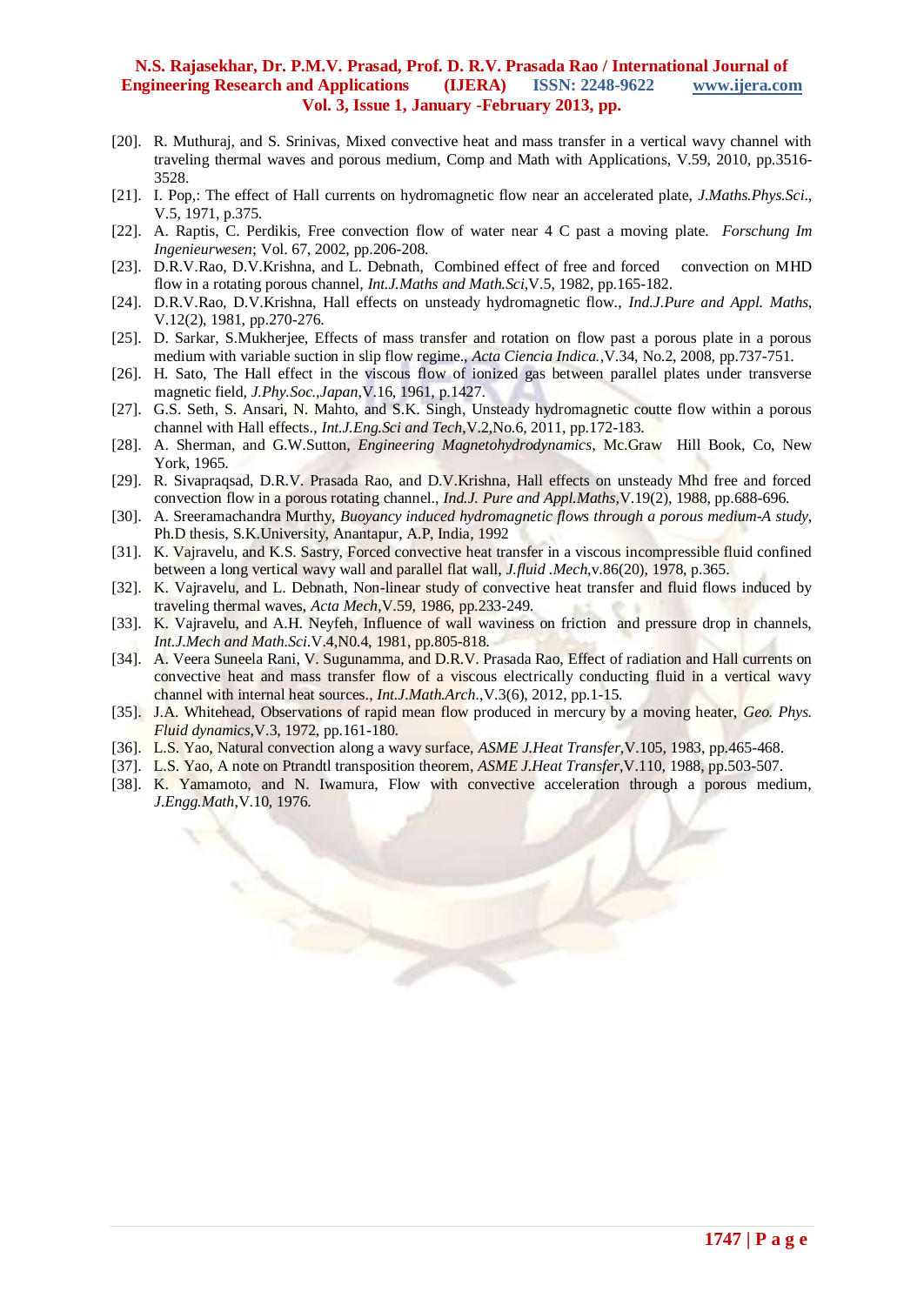[20]. R. Muthuraj, and S. Srinivas, Mixed convective heat and mass transfer in a vertical wavy channel with traveling thermal waves and porous medium, Comp and Math with Applications, V.59, 2010, pp.3516-3528.

[21]. I. Pop,: The effect of Hall currents on hydromagnetic flow near an accelerated plate, *J.Maths.Phys.Sci*., V.5, 1971, p.375.

[22]. A. Raptis, C. Perdikis, Free convection flow of water near 4 C past a moving plate. *Forschung Im Ingenieurwesen*; Vol. 67, 2002, pp.206-208.

[23]. D.R.V.Rao, D.V.Krishna, and L. Debnath, Combined effect of free and forced convection on MHD flow in a rotating porous channel, *Int.J.Maths and Math.Sci*,V.5, 1982, pp.165-182.

[24]. D.R.V.Rao, D.V.Krishna, Hall effects on unsteady hydromagnetic flow., *Ind.J.Pure and Appl. Maths*, V.12(2), 1981, pp.270-276.

[25]. D. Sarkar, S.Mukherjee, Effects of mass transfer and rotation on flow past a porous plate in a porous medium with variable suction in slip flow regime., *Acta Ciencia Indica.*,V.34, No.2, 2008, pp.737-751.

[26]. H. Sato, The Hall effect in the viscous flow of ionized gas between parallel plates under transverse magnetic field, *J.Phy.Soc.,Japan*,V.16, 1961, p.1427.

[27]. G.S. Seth, S. Ansari, N. Mahto, and S.K. Singh, Unsteady hydromagnetic coutte flow within a porous channel with Hall effects., *Int.J.Eng.Sci and Tech*,V.2,No.6, 2011, pp.172-183.

[28]. A. Sherman, and G.W.Sutton, *Engineering Magnetohydrodynamics*, Mc.Graw Hill Book, Co, New York, 1965.

[29]. R. Sivapraqsad, D.R.V. Prasada Rao, and D.V.Krishna, Hall effects on unsteady Mhd free and forced convection flow in a porous rotating channel., *Ind.J. Pure and Appl.Maths*,V.19(2), 1988, pp.688-696.

[30]. A. Sreeramachandra Murthy, *Buoyancy induced hydromagnetic flows through a porous medium-A study*, Ph.D thesis, S.K.University, Anantapur, A.P, India, 1992

[31]. K. Vajravelu, and K.S. Sastry, Forced convective heat transfer in a viscous incompressible fluid confined between a long vertical wavy wall and parallel flat wall, *J.fluid .Mech*,v.86(20), 1978, p.365.

[32]. K. Vajravelu, and L. Debnath, Non-linear study of convective heat transfer and fluid flows induced by traveling thermal waves, *Acta Mech*,V.59, 1986, pp.233-249.

[33]. K. Vajravelu, and A.H. Neyfeh, Influence of wall waviness on friction and pressure drop in channels, *Int.J.Mech and Math.Sci*.V.4,N0.4, 1981, pp.805-818.

[34]. A. Veera Suneela Rani, V. Sugunamma, and D.R.V. Prasada Rao, Effect of radiation and Hall currents on convective heat and mass transfer flow of a viscous electrically conducting fluid in a vertical wavy channel with internal heat sources., *Int.J.Math.Arch*.,V.3(6), 2012, pp.1-15.

[35]. J.A. Whitehead, Observations of rapid mean flow produced in mercury by a moving heater, *Geo. Phys. Fluid dynamics*,V.3, 1972, pp.161-180.

[36]. L.S. Yao, Natural convection along a wavy surface, *ASME J.Heat Transfer*,V.105, 1983, pp.465-468.

[37]. L.S. Yao, A note on Ptrandtl transposition theorem, *ASME J.Heat Transfer*,V.110, 1988, pp.503-507.

[38]. K. Yamamoto, and N. Iwamura, Flow with convective acceleration through a porous medium, *J.Engg.Math*,V.10, 1976.